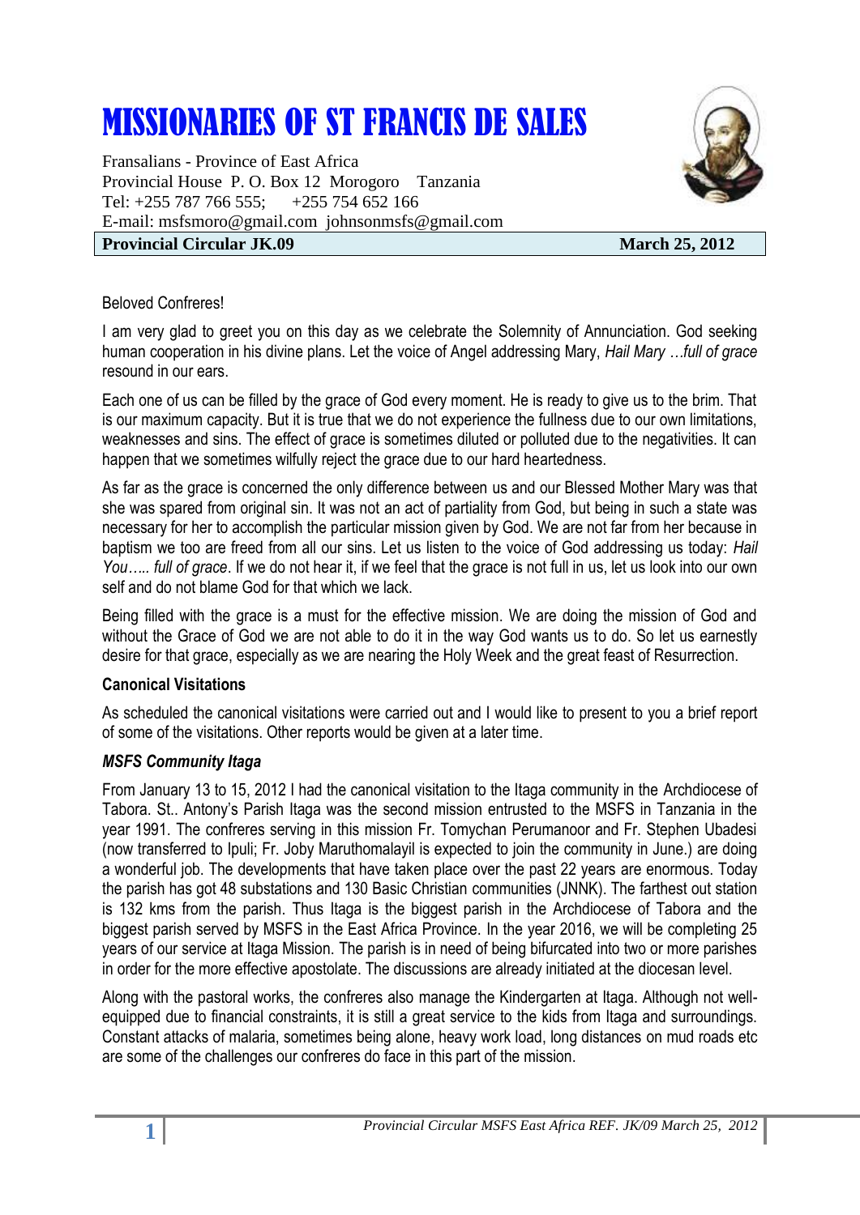# MISSIONARIES OF ST FRANCIS DE SALES

Fransalians - Province of East Africa
Provincial House P. O. Box 12 Morogoro Tanzania
Tel: +255 787 766 555; +255 754 652 166
E-mail: msfsmoro@gmail.com johnsonmsfs@gmail.com

**Provincial Circular JK.09** **March 25, 2012**

Beloved Confreres!

I am very glad to greet you on this day as we celebrate the Solemnity of Annunciation. God seeking human cooperation in his divine plans. Let the voice of Angel addressing Mary, *Hail Mary …full of grace* resound in our ears.

Each one of us can be filled by the grace of God every moment. He is ready to give us to the brim. That is our maximum capacity. But it is true that we do not experience the fullness due to our own limitations, weaknesses and sins. The effect of grace is sometimes diluted or polluted due to the negativities. It can happen that we sometimes wilfully reject the grace due to our hard heartedness.

As far as the grace is concerned the only difference between us and our Blessed Mother Mary was that she was spared from original sin. It was not an act of partiality from God, but being in such a state was necessary for her to accomplish the particular mission given by God. We are not far from her because in baptism we too are freed from all our sins. Let us listen to the voice of God addressing us today: *Hail You….. full of grace*. If we do not hear it, if we feel that the grace is not full in us, let us look into our own self and do not blame God for that which we lack.

Being filled with the grace is a must for the effective mission. We are doing the mission of God and without the Grace of God we are not able to do it in the way God wants us to do. So let us earnestly desire for that grace, especially as we are nearing the Holy Week and the great feast of Resurrection.

**Canonical Visitations**

As scheduled the canonical visitations were carried out and I would like to present to you a brief report of some of the visitations. Other reports would be given at a later time.

***MSFS Community Itaga***

From January 13 to 15, 2012 I had the canonical visitation to the Itaga community in the Archdiocese of Tabora. St.. Antony's Parish Itaga was the second mission entrusted to the MSFS in Tanzania in the year 1991. The confreres serving in this mission Fr. Tomychan Perumanoor and Fr. Stephen Ubadesi (now transferred to Ipuli; Fr. Joby Maruthomalayil is expected to join the community in June.) are doing a wonderful job. The developments that have taken place over the past 22 years are enormous. Today the parish has got 48 substations and 130 Basic Christian communities (JNNK). The farthest out station is 132 kms from the parish. Thus Itaga is the biggest parish in the Archdiocese of Tabora and the biggest parish served by MSFS in the East Africa Province. In the year 2016, we will be completing 25 years of our service at Itaga Mission. The parish is in need of being bifurcated into two or more parishes in order for the more effective apostolate. The discussions are already initiated at the diocesan level.

Along with the pastoral works, the confreres also manage the Kindergarten at Itaga. Although not well-equipped due to financial constraints, it is still a great service to the kids from Itaga and surroundings. Constant attacks of malaria, sometimes being alone, heavy work load, long distances on mud roads etc are some of the challenges our confreres do face in this part of the mission.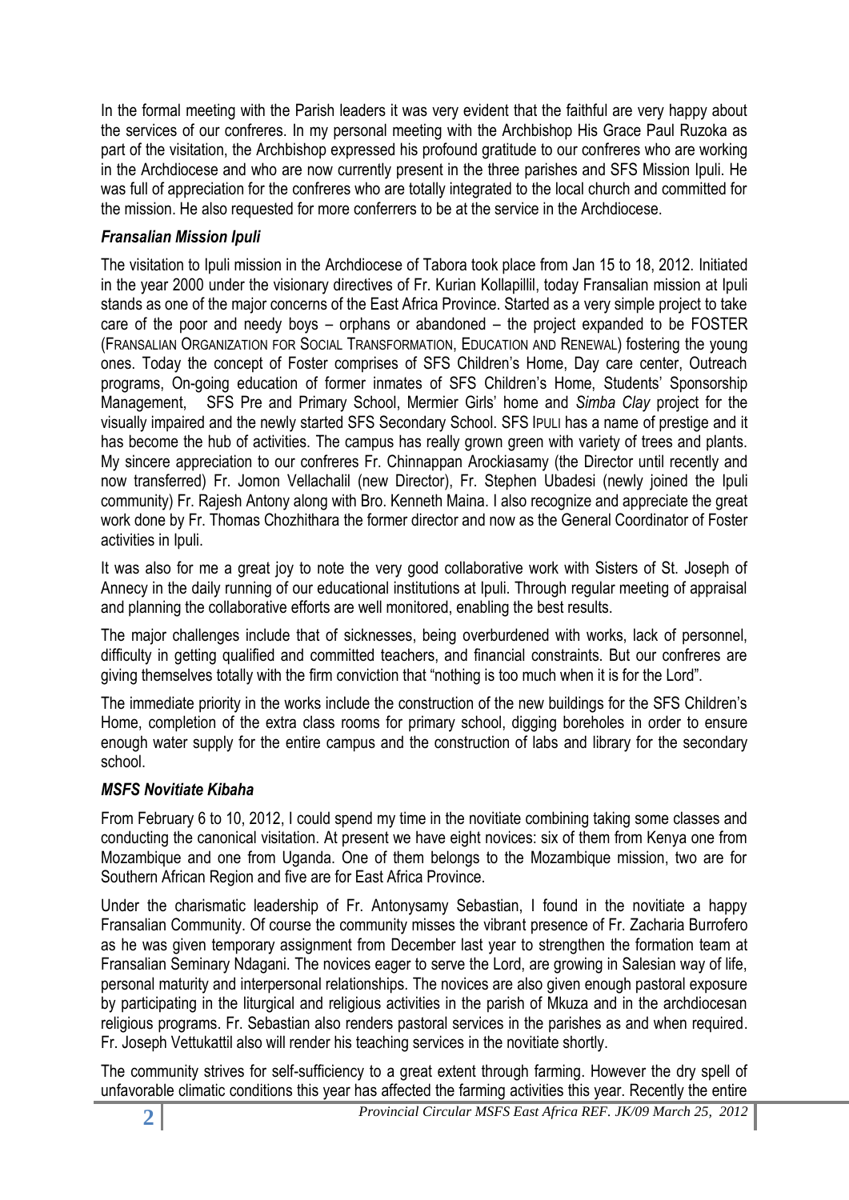In the formal meeting with the Parish leaders it was very evident that the faithful are very happy about the services of our confreres. In my personal meeting with the Archbishop His Grace Paul Ruzoka as part of the visitation, the Archbishop expressed his profound gratitude to our confreres who are working in the Archdiocese and who are now currently present in the three parishes and SFS Mission Ipuli. He was full of appreciation for the confreres who are totally integrated to the local church and committed for the mission. He also requested for more conferrers to be at the service in the Archdiocese.

### *Fransalian Mission Ipuli*

The visitation to Ipuli mission in the Archdiocese of Tabora took place from Jan 15 to 18, 2012. Initiated in the year 2000 under the visionary directives of Fr. Kurian Kollapillil, today Fransalian mission at Ipuli stands as one of the major concerns of the East Africa Province. Started as a very simple project to take care of the poor and needy boys – orphans or abandoned – the project expanded to be FOSTER (FRANSALIAN ORGANIZATION FOR SOCIAL TRANSFORMATION, EDUCATION AND RENEWAL) fostering the young ones. Today the concept of Foster comprises of SFS Children's Home, Day care center, Outreach programs, On-going education of former inmates of SFS Children's Home, Students' Sponsorship Management, SFS Pre and Primary School, Mermier Girls' home and *Simba Clay* project for the visually impaired and the newly started SFS Secondary School. SFS IPULI has a name of prestige and it has become the hub of activities. The campus has really grown green with variety of trees and plants. My sincere appreciation to our confreres Fr. Chinnappan Arockiasamy (the Director until recently and now transferred) Fr. Jomon Vellachalil (new Director), Fr. Stephen Ubadesi (newly joined the Ipuli community) Fr. Rajesh Antony along with Bro. Kenneth Maina. I also recognize and appreciate the great work done by Fr. Thomas Chozhithara the former director and now as the General Coordinator of Foster activities in Ipuli.

It was also for me a great joy to note the very good collaborative work with Sisters of St. Joseph of Annecy in the daily running of our educational institutions at Ipuli. Through regular meeting of appraisal and planning the collaborative efforts are well monitored, enabling the best results.

The major challenges include that of sicknesses, being overburdened with works, lack of personnel, difficulty in getting qualified and committed teachers, and financial constraints. But our confreres are giving themselves totally with the firm conviction that "nothing is too much when it is for the Lord".

The immediate priority in the works include the construction of the new buildings for the SFS Children's Home, completion of the extra class rooms for primary school, digging boreholes in order to ensure enough water supply for the entire campus and the construction of labs and library for the secondary school.

### *MSFS Novitiate Kibaha*

From February 6 to 10, 2012, I could spend my time in the novitiate combining taking some classes and conducting the canonical visitation. At present we have eight novices: six of them from Kenya one from Mozambique and one from Uganda. One of them belongs to the Mozambique mission, two are for Southern African Region and five are for East Africa Province.

Under the charismatic leadership of Fr. Antonysamy Sebastian, I found in the novitiate a happy Fransalian Community. Of course the community misses the vibrant presence of Fr. Zacharia Burrofero as he was given temporary assignment from December last year to strengthen the formation team at Fransalian Seminary Ndagani. The novices eager to serve the Lord, are growing in Salesian way of life, personal maturity and interpersonal relationships. The novices are also given enough pastoral exposure by participating in the liturgical and religious activities in the parish of Mkuza and in the archdiocesan religious programs. Fr. Sebastian also renders pastoral services in the parishes as and when required. Fr. Joseph Vettukattil also will render his teaching services in the novitiate shortly.

The community strives for self-sufficiency to a great extent through farming. However the dry spell of unfavorable climatic conditions this year has affected the farming activities this year. Recently the entire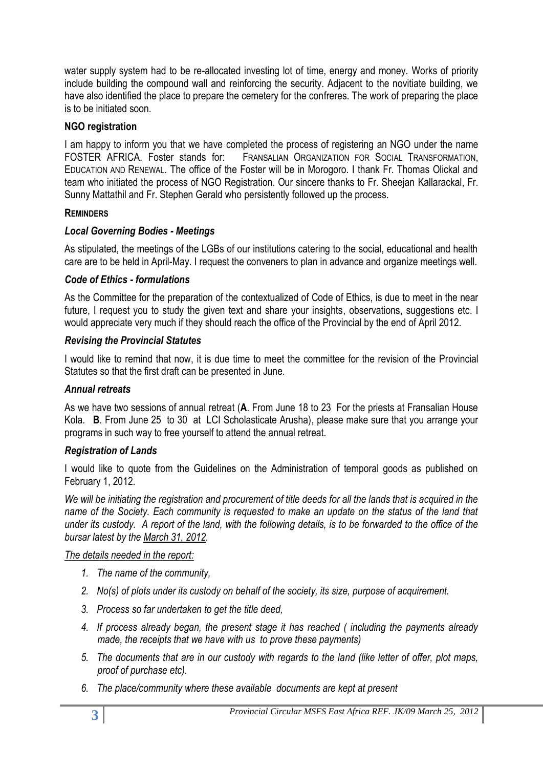water supply system had to be re-allocated investing lot of time, energy and money. Works of priority include building the compound wall and reinforcing the security. Adjacent to the novitiate building, we have also identified the place to prepare the cemetery for the confreres. The work of preparing the place is to be initiated soon.

### NGO registration

I am happy to inform you that we have completed the process of registering an NGO under the name FOSTER AFRICA. Foster stands for: FRANSALIAN ORGANIZATION FOR SOCIAL TRANSFORMATION, EDUCATION AND RENEWAL. The office of the Foster will be in Morogoro. I thank Fr. Thomas Olickal and team who initiated the process of NGO Registration. Our sincere thanks to Fr. Sheejan Kallarackal, Fr. Sunny Mattathil and Fr. Stephen Gerald who persistently followed up the process.

### REMINDERS

#### *Local Governing Bodies - Meetings*

As stipulated, the meetings of the LGBs of our institutions catering to the social, educational and health care are to be held in April-May. I request the conveners to plan in advance and organize meetings well.

#### *Code of Ethics - formulations*

As the Committee for the preparation of the contextualized of Code of Ethics, is due to meet in the near future, I request you to study the given text and share your insights, observations, suggestions etc. I would appreciate very much if they should reach the office of the Provincial by the end of April 2012.

#### *Revising the Provincial Statutes*

I would like to remind that now, it is due time to meet the committee for the revision of the Provincial Statutes so that the first draft can be presented in June.

#### *Annual retreats*

As we have two sessions of annual retreat (**A**. From June 18 to 23 For the priests at Fransalian House Kola. **B**. From June 25 to 30 at LCI Scholasticate Arusha), please make sure that you arrange your programs in such way to free yourself to attend the annual retreat.

#### *Registration of Lands*

I would like to quote from the Guidelines on the Administration of temporal goods as published on February 1, 2012.

*We will be initiating the registration and procurement of title deeds for all the lands that is acquired in the name of the Society. Each community is requested to make an update on the status of the land that under its custody. A report of the land, with the following details, is to be forwarded to the office of the bursar latest by the March 31, 2012.*

*The details needed in the report:*

1. *The name of the community,*
2. *No(s) of plots under its custody on behalf of the society, its size, purpose of acquirement.*
3. *Process so far undertaken to get the title deed,*
4. *If process already began, the present stage it has reached ( including the payments already made, the receipts that we have with us to prove these payments)*
5. *The documents that are in our custody with regards to the land (like letter of offer, plot maps, proof of purchase etc).*
6. *The place/community where these available documents are kept at present*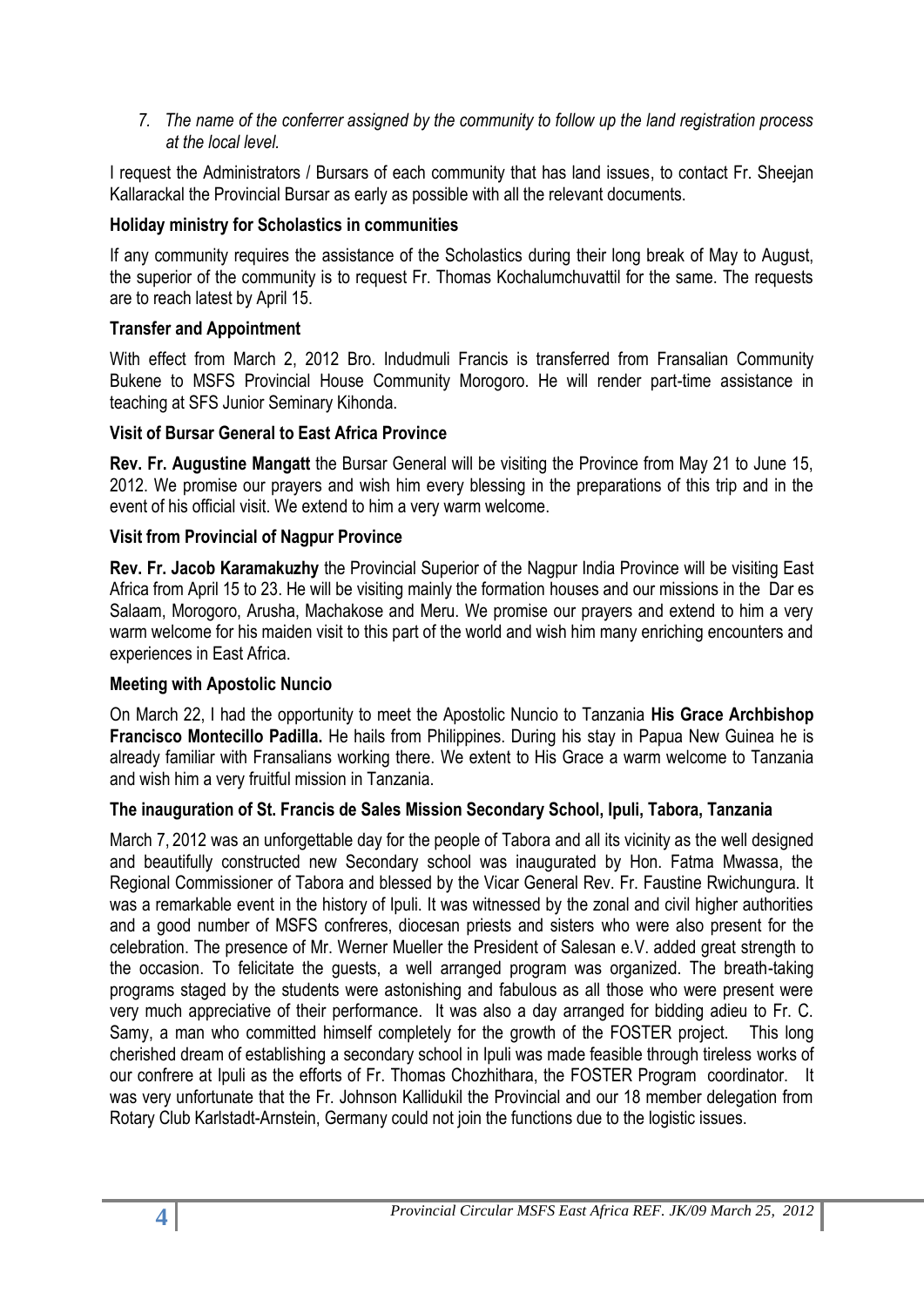7. *The name of the conferrer assigned by the community to follow up the land registration process at the local level.*

I request the Administrators / Bursars of each community that has land issues, to contact Fr. Sheejan Kallarackal the Provincial Bursar as early as possible with all the relevant documents.

**Holiday ministry for Scholastics in communities**

If any community requires the assistance of the Scholastics during their long break of May to August, the superior of the community is to request Fr. Thomas Kochalumchuvattil for the same. The requests are to reach latest by April 15.

**Transfer and Appointment**

With effect from March 2, 2012 Bro. Indudmuli Francis is transferred from Fransalian Community Bukene to MSFS Provincial House Community Morogoro. He will render part-time assistance in teaching at SFS Junior Seminary Kihonda.

**Visit of Bursar General to East Africa Province**

**Rev. Fr. Augustine Mangatt** the Bursar General will be visiting the Province from May 21 to June 15, 2012. We promise our prayers and wish him every blessing in the preparations of this trip and in the event of his official visit. We extend to him a very warm welcome.

**Visit from Provincial of Nagpur Province**

**Rev. Fr. Jacob Karamakuzhy** the Provincial Superior of the Nagpur India Province will be visiting East Africa from April 15 to 23. He will be visiting mainly the formation houses and our missions in the Dar es Salaam, Morogoro, Arusha, Machakose and Meru. We promise our prayers and extend to him a very warm welcome for his maiden visit to this part of the world and wish him many enriching encounters and experiences in East Africa.

**Meeting with Apostolic Nuncio**

On March 22, I had the opportunity to meet the Apostolic Nuncio to Tanzania **His Grace Archbishop Francisco Montecillo Padilla.** He hails from Philippines. During his stay in Papua New Guinea he is already familiar with Fransalians working there. We extent to His Grace a warm welcome to Tanzania and wish him a very fruitful mission in Tanzania.

**The inauguration of St. Francis de Sales Mission Secondary School, Ipuli, Tabora, Tanzania**

March 7, 2012 was an unforgettable day for the people of Tabora and all its vicinity as the well designed and beautifully constructed new Secondary school was inaugurated by Hon. Fatma Mwassa, the Regional Commissioner of Tabora and blessed by the Vicar General Rev. Fr. Faustine Rwichungura. It was a remarkable event in the history of Ipuli. It was witnessed by the zonal and civil higher authorities and a good number of MSFS confreres, diocesan priests and sisters who were also present for the celebration. The presence of Mr. Werner Mueller the President of Salesan e.V. added great strength to the occasion. To felicitate the guests, a well arranged program was organized. The breath-taking programs staged by the students were astonishing and fabulous as all those who were present were very much appreciative of their performance. It was also a day arranged for bidding adieu to Fr. C. Samy, a man who committed himself completely for the growth of the FOSTER project. This long cherished dream of establishing a secondary school in Ipuli was made feasible through tireless works of our confrere at Ipuli as the efforts of Fr. Thomas Chozhithara, the FOSTER Program coordinator. It was very unfortunate that the Fr. Johnson Kallidukil the Provincial and our 18 member delegation from Rotary Club Karlstadt-Arnstein, Germany could not join the functions due to the logistic issues.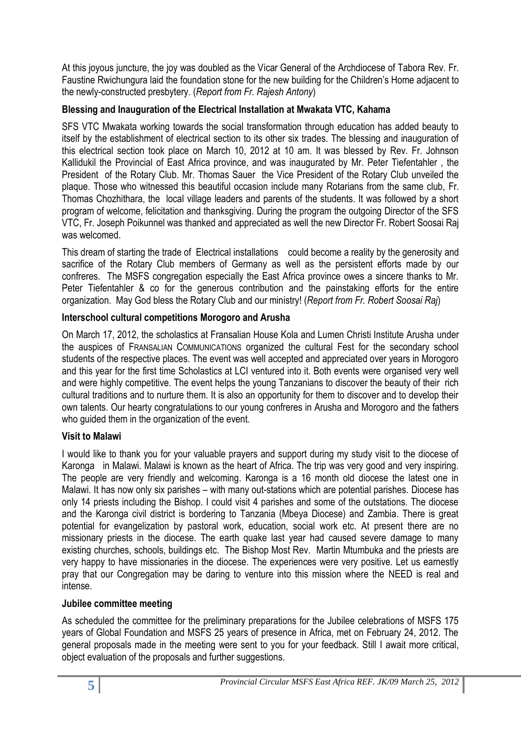At this joyous juncture, the joy was doubled as the Vicar General of the Archdiocese of Tabora Rev. Fr. Faustine Rwichungura laid the foundation stone for the new building for the Children's Home adjacent to the newly-constructed presbytery. (*Report from Fr. Rajesh Antony*)

### Blessing and Inauguration of the Electrical Installation at Mwakata VTC, Kahama

SFS VTC Mwakata working towards the social transformation through education has added beauty to itself by the establishment of electrical section to its other six trades. The blessing and inauguration of this electrical section took place on March 10, 2012 at 10 am. It was blessed by Rev. Fr. Johnson Kallidukil the Provincial of East Africa province, and was inaugurated by Mr. Peter Tiefentahler , the President of the Rotary Club. Mr. Thomas Sauer the Vice President of the Rotary Club unveiled the plaque. Those who witnessed this beautiful occasion include many Rotarians from the same club, Fr. Thomas Chozhithara, the local village leaders and parents of the students. It was followed by a short program of welcome, felicitation and thanksgiving. During the program the outgoing Director of the SFS VTC, Fr. Joseph Poikunnel was thanked and appreciated as well the new Director Fr. Robert Soosai Raj was welcomed.

This dream of starting the trade of Electrical installations could become a reality by the generosity and sacrifice of the Rotary Club members of Germany as well as the persistent efforts made by our confreres. The MSFS congregation especially the East Africa province owes a sincere thanks to Mr. Peter Tiefentahler & co for the generous contribution and the painstaking efforts for the entire organization. May God bless the Rotary Club and our ministry! (*Report from Fr. Robert Soosai Raj*)

### Interschool cultural competitions Morogoro and Arusha

On March 17, 2012, the scholastics at Fransalian House Kola and Lumen Christi Institute Arusha under the auspices of FRANSALIAN COMMUNICATIONS organized the cultural Fest for the secondary school students of the respective places. The event was well accepted and appreciated over years in Morogoro and this year for the first time Scholastics at LCI ventured into it. Both events were organised very well and were highly competitive. The event helps the young Tanzanians to discover the beauty of their rich cultural traditions and to nurture them. It is also an opportunity for them to discover and to develop their own talents. Our hearty congratulations to our young confreres in Arusha and Morogoro and the fathers who guided them in the organization of the event.

### Visit to Malawi

I would like to thank you for your valuable prayers and support during my study visit to the diocese of Karonga in Malawi. Malawi is known as the heart of Africa. The trip was very good and very inspiring. The people are very friendly and welcoming. Karonga is a 16 month old diocese the latest one in Malawi. It has now only six parishes – with many out-stations which are potential parishes. Diocese has only 14 priests including the Bishop. I could visit 4 parishes and some of the outstations. The diocese and the Karonga civil district is bordering to Tanzania (Mbeya Diocese) and Zambia. There is great potential for evangelization by pastoral work, education, social work etc. At present there are no missionary priests in the diocese. The earth quake last year had caused severe damage to many existing churches, schools, buildings etc. The Bishop Most Rev. Martin Mtumbuka and the priests are very happy to have missionaries in the diocese. The experiences were very positive. Let us earnestly pray that our Congregation may be daring to venture into this mission where the NEED is real and intense.

### Jubilee committee meeting

As scheduled the committee for the preliminary preparations for the Jubilee celebrations of MSFS 175 years of Global Foundation and MSFS 25 years of presence in Africa, met on February 24, 2012. The general proposals made in the meeting were sent to you for your feedback. Still I await more critical, object evaluation of the proposals and further suggestions.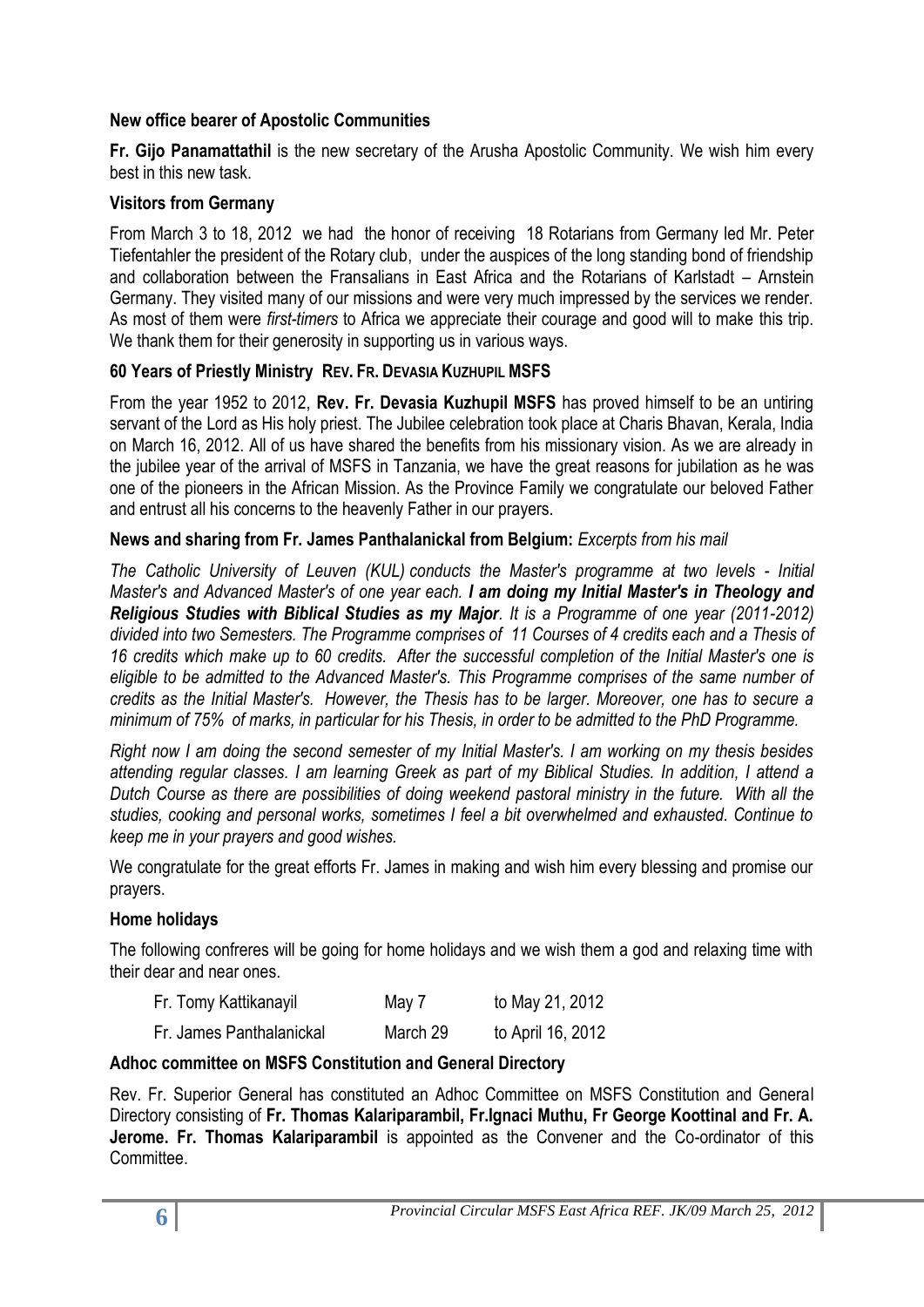**New office bearer of Apostolic Communities**

**Fr. Gijo Panamattathil** is the new secretary of the Arusha Apostolic Community. We wish him every best in this new task.

**Visitors from Germany**

From March 3 to 18, 2012 we had the honor of receiving 18 Rotarians from Germany led Mr. Peter Tiefentahler the president of the Rotary club, under the auspices of the long standing bond of friendship and collaboration between the Fransalians in East Africa and the Rotarians of Karlstadt – Arnstein Germany. They visited many of our missions and were very much impressed by the services we render. As most of them were *first-timers* to Africa we appreciate their courage and good will to make this trip. We thank them for their generosity in supporting us in various ways.

**60 Years of Priestly Ministry REV. FR. DEVASIA KUZHUPIL MSFS**

From the year 1952 to 2012, **Rev. Fr. Devasia Kuzhupil MSFS** has proved himself to be an untiring servant of the Lord as His holy priest. The Jubilee celebration took place at Charis Bhavan, Kerala, India on March 16, 2012. All of us have shared the benefits from his missionary vision. As we are already in the jubilee year of the arrival of MSFS in Tanzania, we have the great reasons for jubilation as he was one of the pioneers in the African Mission. As the Province Family we congratulate our beloved Father and entrust all his concerns to the heavenly Father in our prayers.

**News and sharing from Fr. James Panthalanickal from Belgium:** *Excerpts from his mail*

*The Catholic University of Leuven (KUL) conducts the Master's programme at two levels - Initial Master's and Advanced Master's of one year each.* ***I am doing my Initial Master's in Theology and Religious Studies with Biblical Studies as my Major****. It is a Programme of one year (2011-2012) divided into two Semesters. The Programme comprises of 11 Courses of 4 credits each and a Thesis of 16 credits which make up to 60 credits. After the successful completion of the Initial Master's one is eligible to be admitted to the Advanced Master's. This Programme comprises of the same number of credits as the Initial Master's. However, the Thesis has to be larger. Moreover, one has to secure a minimum of 75% of marks, in particular for his Thesis, in order to be admitted to the PhD Programme.*

*Right now I am doing the second semester of my Initial Master's. I am working on my thesis besides attending regular classes. I am learning Greek as part of my Biblical Studies. In addition, I attend a Dutch Course as there are possibilities of doing weekend pastoral ministry in the future. With all the studies, cooking and personal works, sometimes I feel a bit overwhelmed and exhausted. Continue to keep me in your prayers and good wishes.*

We congratulate for the great efforts Fr. James in making and wish him every blessing and promise our prayers.

**Home holidays**

The following confreres will be going for home holidays and we wish them a god and relaxing time with their dear and near ones.

| | | |
|---|---|---|
| Fr. Tomy Kattikanayil | May 7 | to May 21, 2012 |
| Fr. James Panthalanickal | March 29 | to April 16, 2012 |

**Adhoc committee on MSFS Constitution and General Directory**

Rev. Fr. Superior General has constituted an Adhoc Committee on MSFS Constitution and General Directory consisting of **Fr. Thomas Kalariparambil, Fr.Ignaci Muthu, Fr George Koottinal and Fr. A. Jerome. Fr. Thomas Kalariparambil** is appointed as the Convener and the Co-ordinator of this Committee.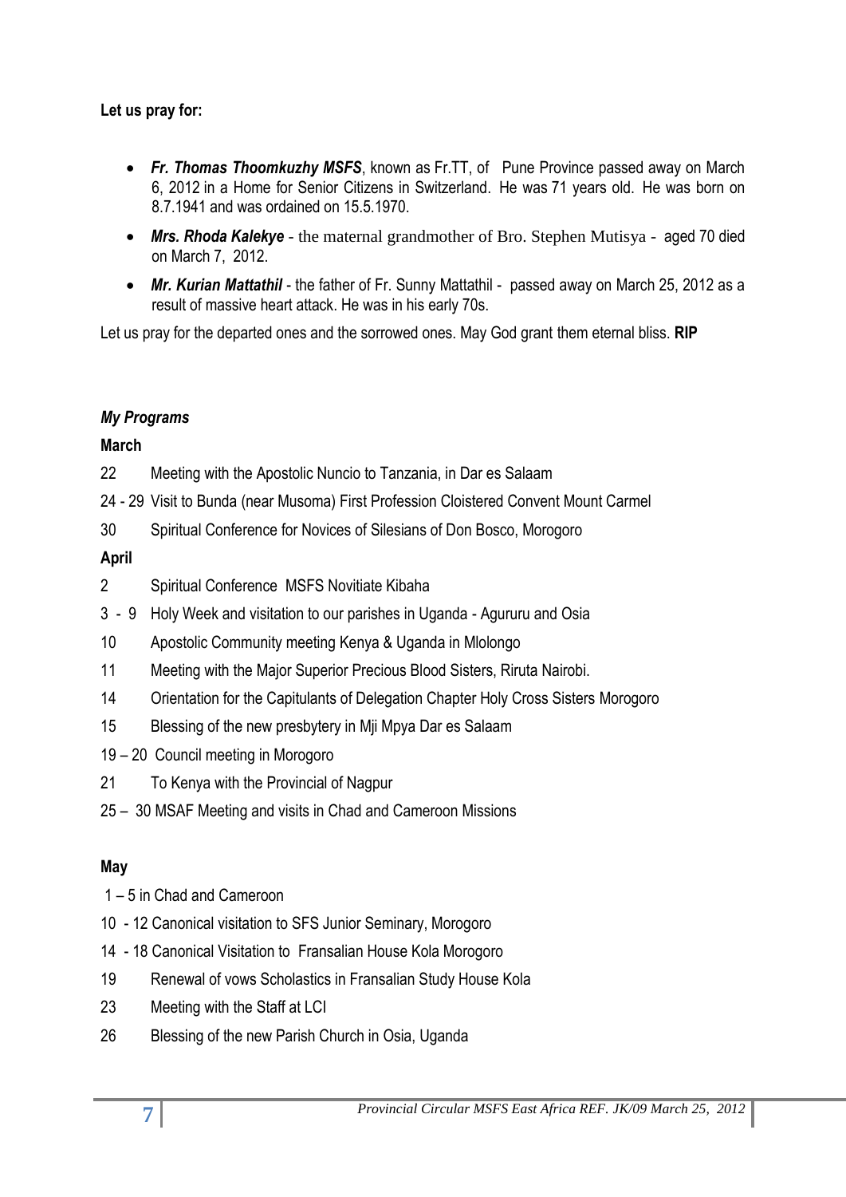**Let us pray for:**

- ***Fr. Thomas Thoomkuzhy MSFS***, known as Fr.TT, of Pune Province passed away on March 6, 2012 in a Home for Senior Citizens in Switzerland. He was 71 years old. He was born on 8.7.1941 and was ordained on 15.5.1970.
- ***Mrs. Rhoda Kalekye*** - the maternal grandmother of Bro. Stephen Mutisya - aged 70 died on March 7, 2012.
- ***Mr. Kurian Mattathil*** - the father of Fr. Sunny Mattathil - passed away on March 25, 2012 as a result of massive heart attack. He was in his early 70s.

Let us pray for the departed ones and the sorrowed ones. May God grant them eternal bliss. **RIP**

***My Programs***

**March**

22 Meeting with the Apostolic Nuncio to Tanzania, in Dar es Salaam

24 - 29 Visit to Bunda (near Musoma) First Profession Cloistered Convent Mount Carmel

30 Spiritual Conference for Novices of Silesians of Don Bosco, Morogoro

**April**

2 Spiritual Conference MSFS Novitiate Kibaha

3 - 9 Holy Week and visitation to our parishes in Uganda - Agururu and Osia

10 Apostolic Community meeting Kenya & Uganda in Mlolongo

11 Meeting with the Major Superior Precious Blood Sisters, Riruta Nairobi.

14 Orientation for the Capitulants of Delegation Chapter Holy Cross Sisters Morogoro

15 Blessing of the new presbytery in Mji Mpya Dar es Salaam

19 – 20 Council meeting in Morogoro

21 To Kenya with the Provincial of Nagpur

25 – 30 MSAF Meeting and visits in Chad and Cameroon Missions

**May**

1 – 5 in Chad and Cameroon

10 - 12 Canonical visitation to SFS Junior Seminary, Morogoro

14 - 18 Canonical Visitation to Fransalian House Kola Morogoro

19 Renewal of vows Scholastics in Fransalian Study House Kola

23 Meeting with the Staff at LCI

26 Blessing of the new Parish Church in Osia, Uganda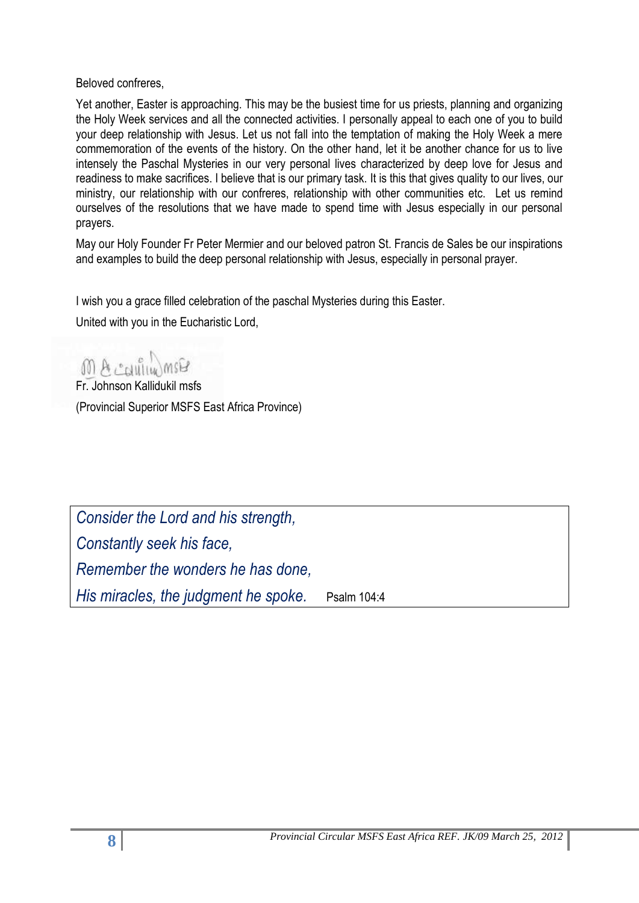Beloved confreres,

Yet another, Easter is approaching. This may be the busiest time for us priests, planning and organizing the Holy Week services and all the connected activities. I personally appeal to each one of you to build your deep relationship with Jesus. Let us not fall into the temptation of making the Holy Week a mere commemoration of the events of the history. On the other hand, let it be another chance for us to live intensely the Paschal Mysteries in our very personal lives characterized by deep love for Jesus and readiness to make sacrifices. I believe that is our primary task. It is this that gives quality to our lives, our ministry, our relationship with our confreres, relationship with other communities etc. Let us remind ourselves of the resolutions that we have made to spend time with Jesus especially in our personal prayers.

May our Holy Founder Fr Peter Mermier and our beloved patron St. Francis de Sales be our inspirations and examples to build the deep personal relationship with Jesus, especially in personal prayer.

I wish you a grace filled celebration of the paschal Mysteries during this Easter.

United with you in the Eucharistic Lord,

Fr. Johnson Kallidukil msfs

(Provincial Superior MSFS East Africa Province)

*Consider the Lord and his strength,*

*Constantly seek his face,*

*Remember the wonders he has done,*

*His miracles, the judgment he spoke.* Psalm 104:4